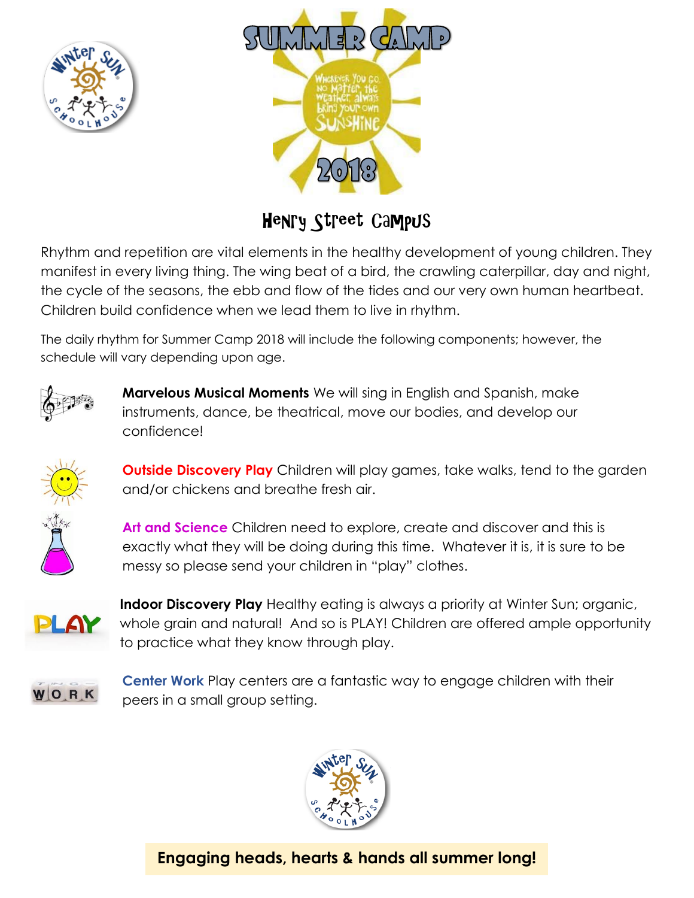# SUMMER CAMP

Wherever You Go, No Matter the Weather, always Bring your own SUNSHINE

2018

## Henry Street Campus

Rhythm and repetition are vital elements in the healthy development of young children. They manifest in every living thing. The wing beat of a bird, the crawling caterpillar, day and night, the cycle of the seasons, the ebb and flow of the tides and our very own human heartbeat. Children build confidence when we lead them to live in rhythm.

The daily rhythm for Summer Camp 2018 will include the following components; however, the schedule will vary depending upon age.

**Marvelous Musical Moments** We will sing in English and Spanish, make instruments, dance, be theatrical, move our bodies, and develop our confidence!

**Outside Discovery Play** Children will play games, take walks, tend to the garden and/or chickens and breathe fresh air.

**Art and Science** Children need to explore, create and discover and this is exactly what they will be doing during this time. Whatever it is, it is sure to be messy so please send your children in "play" clothes.

**Indoor Discovery Play** Healthy eating is always a priority at Winter Sun; organic, whole grain and natural! And so is PLAY! Children are offered ample opportunity to practice what they know through play.

**Center Work** Play centers are a fantastic way to engage children with their peers in a small group setting.

**Engaging heads, hearts & hands all summer long!**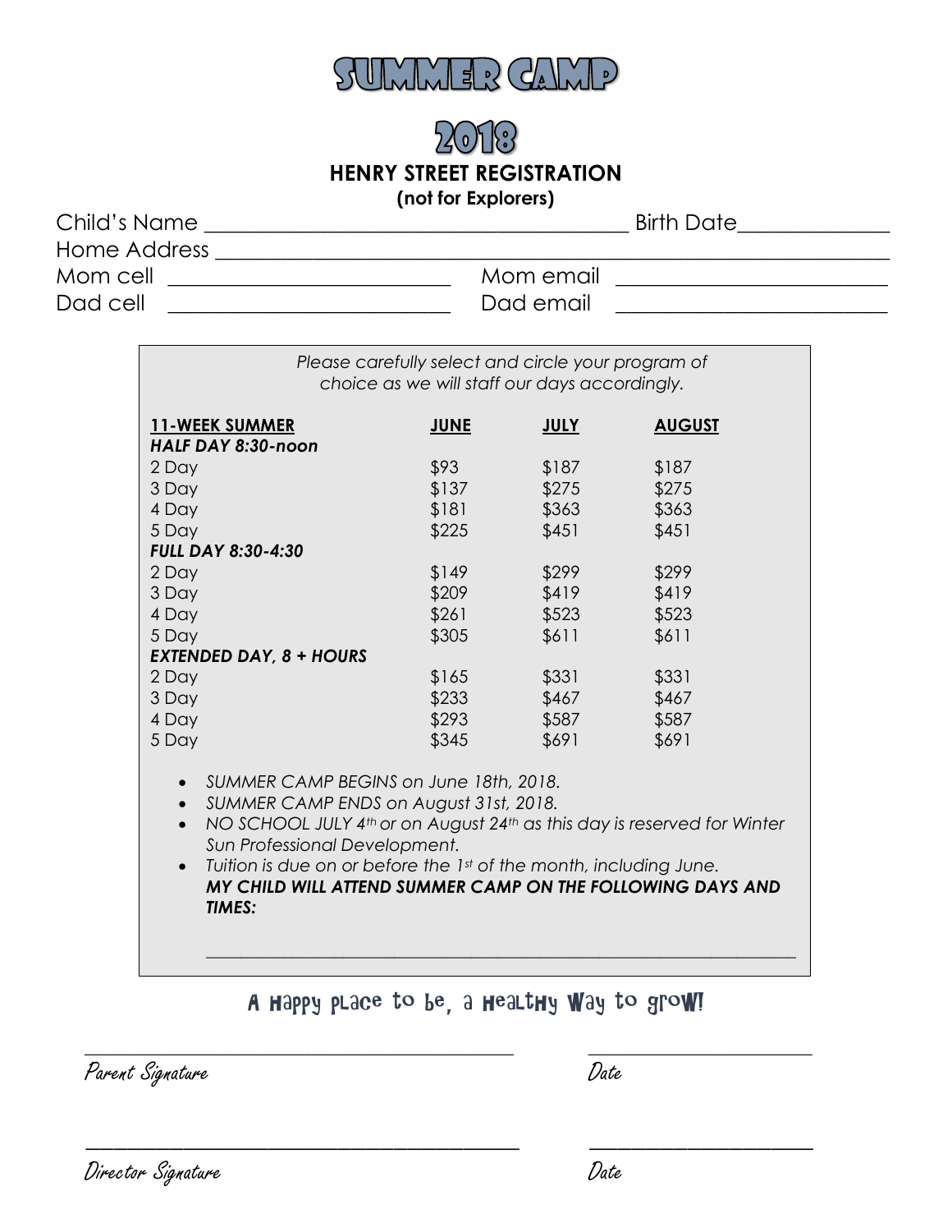# SUMMER CAMP

# 2018

## HENRY STREET REGISTRATION

**(not for Explorers)**

Child's Name ______________________________________ Birth Date_____________

Home Address ______________________________________________________________

Mom cell ________________________ Mom email ________________________

Dad cell ________________________ Dad email ________________________

*Please carefully select and circle your program of choice as we will staff our days accordingly.*

| **11-WEEK SUMMER** | **JUNE** | **JULY** | **AUGUST** |
|---|---|---|---|
| ***HALF DAY 8:30-noon*** | | | |
| 2 Day | $93 | $187 | $187 |
| 3 Day | $137 | $275 | $275 |
| 4 Day | $181 | $363 | $363 |
| 5 Day | $225 | $451 | $451 |
| ***FULL DAY 8:30-4:30*** | | | |
| 2 Day | $149 | $299 | $299 |
| 3 Day | $209 | $419 | $419 |
| 4 Day | $261 | $523 | $523 |
| 5 Day | $305 | $611 | $611 |
| ***EXTENDED DAY, 8 + HOURS*** | | | |
| 2 Day | $165 | $331 | $331 |
| 3 Day | $233 | $467 | $467 |
| 4 Day | $293 | $587 | $587 |
| 5 Day | $345 | $691 | $691 |

- *SUMMER CAMP BEGINS on June 18th, 2018.*
- *SUMMER CAMP ENDS on August 31st, 2018.*
- *NO SCHOOL JULY 4th or on August 24th as this day is reserved for Winter Sun Professional Development.*
- *Tuition is due on or before the 1st of the month, including June.*

***MY CHILD WILL ATTEND SUMMER CAMP ON THE FOLLOWING DAYS AND TIMES:***

_______________________________________________________________

A Happy place to be, a Healthy Way to grow!

_________________________________________ ______________________

*Parent Signature* *Date*

_________________________________________ ______________________

*Director Signature* *Date*